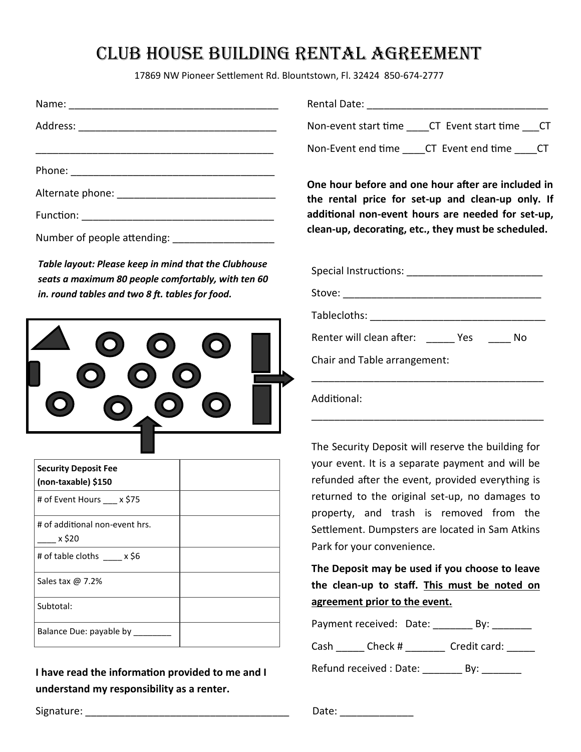# CLUB HOUSE BUILDING RENTAL AGREEMENT

17869 NW Pioneer Settlement Rd. Blountstown, Fl. 32424 850-674-2777

Name: ______________________________________

Address: ___________________________________

___________________________________________

Phone: _____________________________________

Alternate phone: ____________________________

Function: ___________________________________

Number of people attending: _________________

***Table layout: Please keep in mind that the Clubhouse seats a maximum 80 people comfortably, with ten 60 in. round tables and two 8 ft. tables for food.***

| Security Deposit Fee (non-taxable) $150 | |
|---|---|
| # of Event Hours ___ x $75 | |
| # of additional non-event hrs. ____ x $20 | |
| # of table cloths ____ x $6 | |
| Sales tax @ 7.2% | |
| Subtotal: | |
| Balance Due: payable by ________ | |

**I have read the information provided to me and I understand my responsibility as a renter.**

Signature: _____________________________________

Rental Date: ________________________________

Non-event start time ____CT Event start time ___CT

Non-Event end time ____CT Event end time ____CT

**One hour before and one hour after are included in the rental price for set-up and clean-up only. If additional non-event hours are needed for set-up, clean-up, decorating, etc., they must be scheduled.**

Special Instructions: ________________________

Stove: _____________________________________

Tablecloths: ________________________________

Renter will clean after: _____ Yes ____ No

Chair and Table arrangement:

___________________________________________

Additional:

___________________________________________

The Security Deposit will reserve the building for your event. It is a separate payment and will be refunded after the event, provided everything is returned to the original set-up, no damages to property, and trash is removed from the Settlement. Dumpsters are located in Sam Atkins Park for your convenience.

**The Deposit may be used if you choose to leave the clean-up to staff. <u>This must be noted on agreement prior to the event.</u>**

Payment received: Date: _______ By: _______

Cash _____ Check # _______ Credit card: _____

Refund received : Date: _______ By: _______

Date: _____________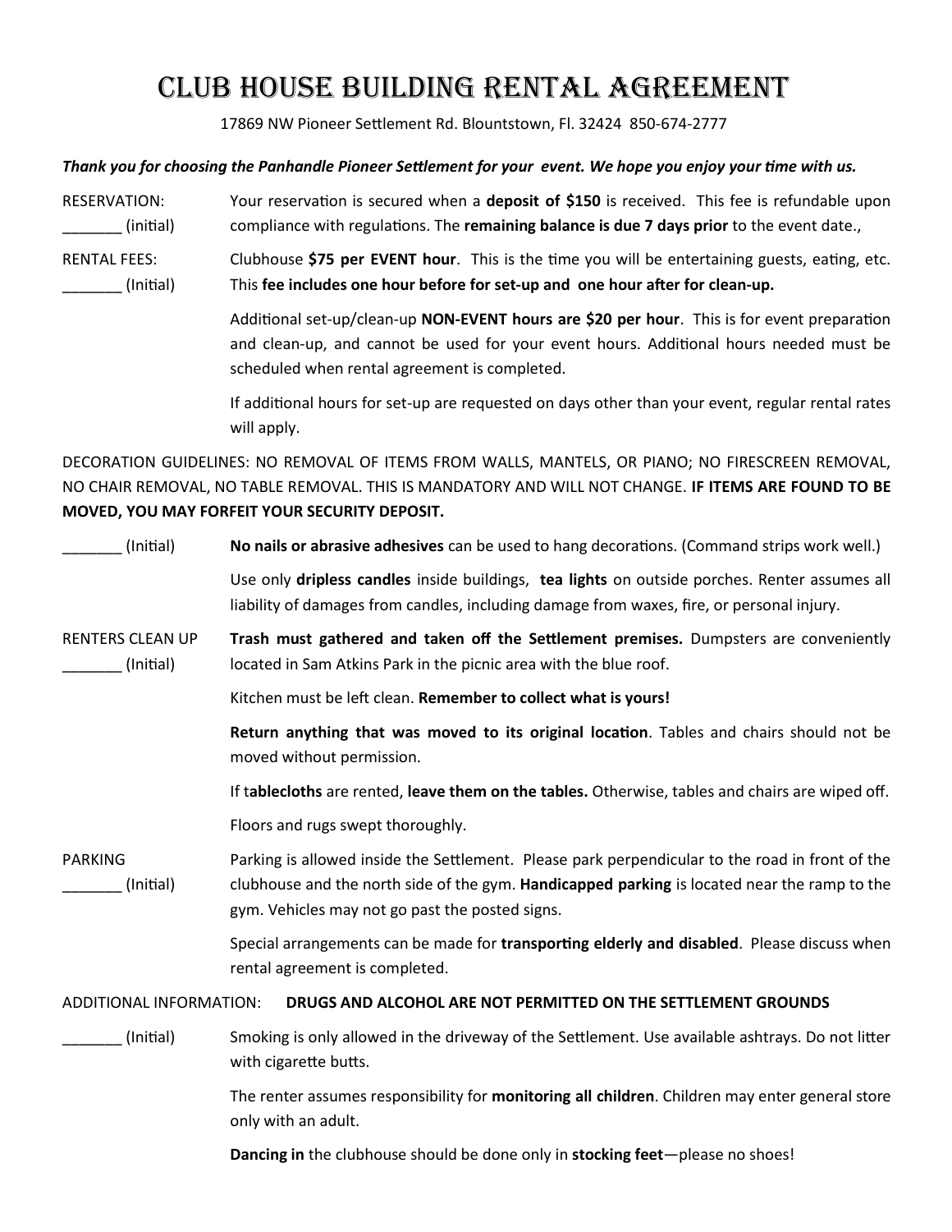# CLUB HOUSE BUILDING RENTAL AGREEMENT

17869 NW Pioneer Settlement Rd. Blountstown, Fl. 32424 850-674-2777

***Thank you for choosing the Panhandle Pioneer Settlement for your event. We hope you enjoy your time with us.***

RESERVATION:
_______ (initial)

Your reservation is secured when a **deposit of $150** is received. This fee is refundable upon compliance with regulations. The **remaining balance is due 7 days prior** to the event date.,

RENTAL FEES:
_______ (Initial)

Clubhouse **$75 per EVENT hour**. This is the time you will be entertaining guests, eating, etc. This **fee includes one hour before for set-up and one hour after for clean-up.**

Additional set-up/clean-up **NON-EVENT hours are $20 per hour**. This is for event preparation and clean-up, and cannot be used for your event hours. Additional hours needed must be scheduled when rental agreement is completed.

If additional hours for set-up are requested on days other than your event, regular rental rates will apply.

DECORATION GUIDELINES: NO REMOVAL OF ITEMS FROM WALLS, MANTELS, OR PIANO; NO FIRESCREEN REMOVAL, NO CHAIR REMOVAL, NO TABLE REMOVAL. THIS IS MANDATORY AND WILL NOT CHANGE. **IF ITEMS ARE FOUND TO BE MOVED, YOU MAY FORFEIT YOUR SECURITY DEPOSIT.**

_______ (Initial)

**No nails or abrasive adhesives** can be used to hang decorations. (Command strips work well.)

Use only **dripless candles** inside buildings, **tea lights** on outside porches. Renter assumes all liability of damages from candles, including damage from waxes, fire, or personal injury.

RENTERS CLEAN UP
_______ (Initial)

**Trash must gathered and taken off the Settlement premises.** Dumpsters are conveniently located in Sam Atkins Park in the picnic area with the blue roof.

Kitchen must be left clean. **Remember to collect what is yours!**

**Return anything that was moved to its original location**. Tables and chairs should not be moved without permission.

If t**ablecloths** are rented, **leave them on the tables.** Otherwise, tables and chairs are wiped off.

Floors and rugs swept thoroughly.

PARKING
_______ (Initial)

Parking is allowed inside the Settlement. Please park perpendicular to the road in front of the clubhouse and the north side of the gym. **Handicapped parking** is located near the ramp to the gym. Vehicles may not go past the posted signs.

Special arrangements can be made for **transporting elderly and disabled**. Please discuss when rental agreement is completed.

ADDITIONAL INFORMATION: **DRUGS AND ALCOHOL ARE NOT PERMITTED ON THE SETTLEMENT GROUNDS**

_______ (Initial)

Smoking is only allowed in the driveway of the Settlement. Use available ashtrays. Do not litter with cigarette butts.

The renter assumes responsibility for **monitoring all children**. Children may enter general store only with an adult.

**Dancing in** the clubhouse should be done only in **stocking feet**—please no shoes!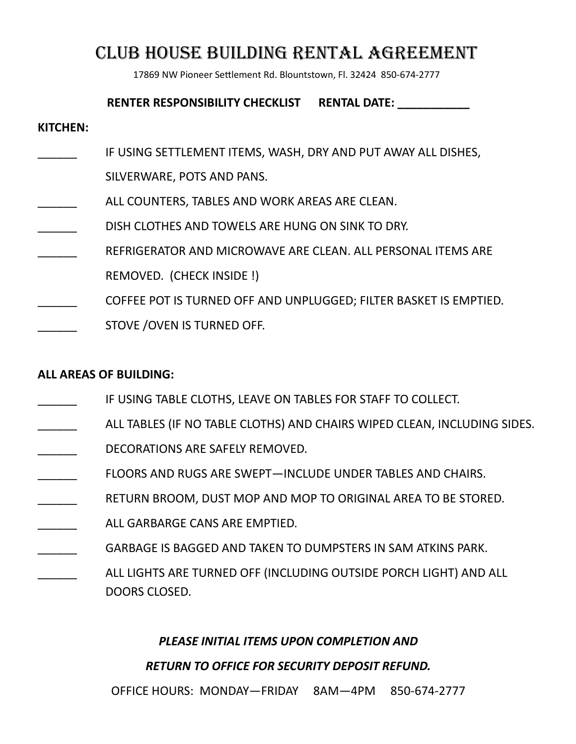# CLUB HOUSE BUILDING RENTAL AGREEMENT

17869 NW Pioneer Settlement Rd. Blountstown, Fl. 32424 850-674-2777

**RENTER RESPONSIBILITY CHECKLIST RENTAL DATE: ___________**

**KITCHEN:**

______ IF USING SETTLEMENT ITEMS, WASH, DRY AND PUT AWAY ALL DISHES, SILVERWARE, POTS AND PANS.

______ ALL COUNTERS, TABLES AND WORK AREAS ARE CLEAN.

______ DISH CLOTHES AND TOWELS ARE HUNG ON SINK TO DRY.

______ REFRIGERATOR AND MICROWAVE ARE CLEAN. ALL PERSONAL ITEMS ARE REMOVED. (CHECK INSIDE !)

______ COFFEE POT IS TURNED OFF AND UNPLUGGED; FILTER BASKET IS EMPTIED.

______ STOVE /OVEN IS TURNED OFF.

**ALL AREAS OF BUILDING:**

______ IF USING TABLE CLOTHS, LEAVE ON TABLES FOR STAFF TO COLLECT.

______ ALL TABLES (IF NO TABLE CLOTHS) AND CHAIRS WIPED CLEAN, INCLUDING SIDES.

______ DECORATIONS ARE SAFELY REMOVED.

______ FLOORS AND RUGS ARE SWEPT—INCLUDE UNDER TABLES AND CHAIRS.

______ RETURN BROOM, DUST MOP AND MOP TO ORIGINAL AREA TO BE STORED.

______ ALL GARBARGE CANS ARE EMPTIED.

______ GARBAGE IS BAGGED AND TAKEN TO DUMPSTERS IN SAM ATKINS PARK.

______ ALL LIGHTS ARE TURNED OFF (INCLUDING OUTSIDE PORCH LIGHT) AND ALL DOORS CLOSED.

***PLEASE INITIAL ITEMS UPON COMPLETION AND***

***RETURN TO OFFICE FOR SECURITY DEPOSIT REFUND.***

OFFICE HOURS: MONDAY—FRIDAY 8AM—4PM 850-674-2777